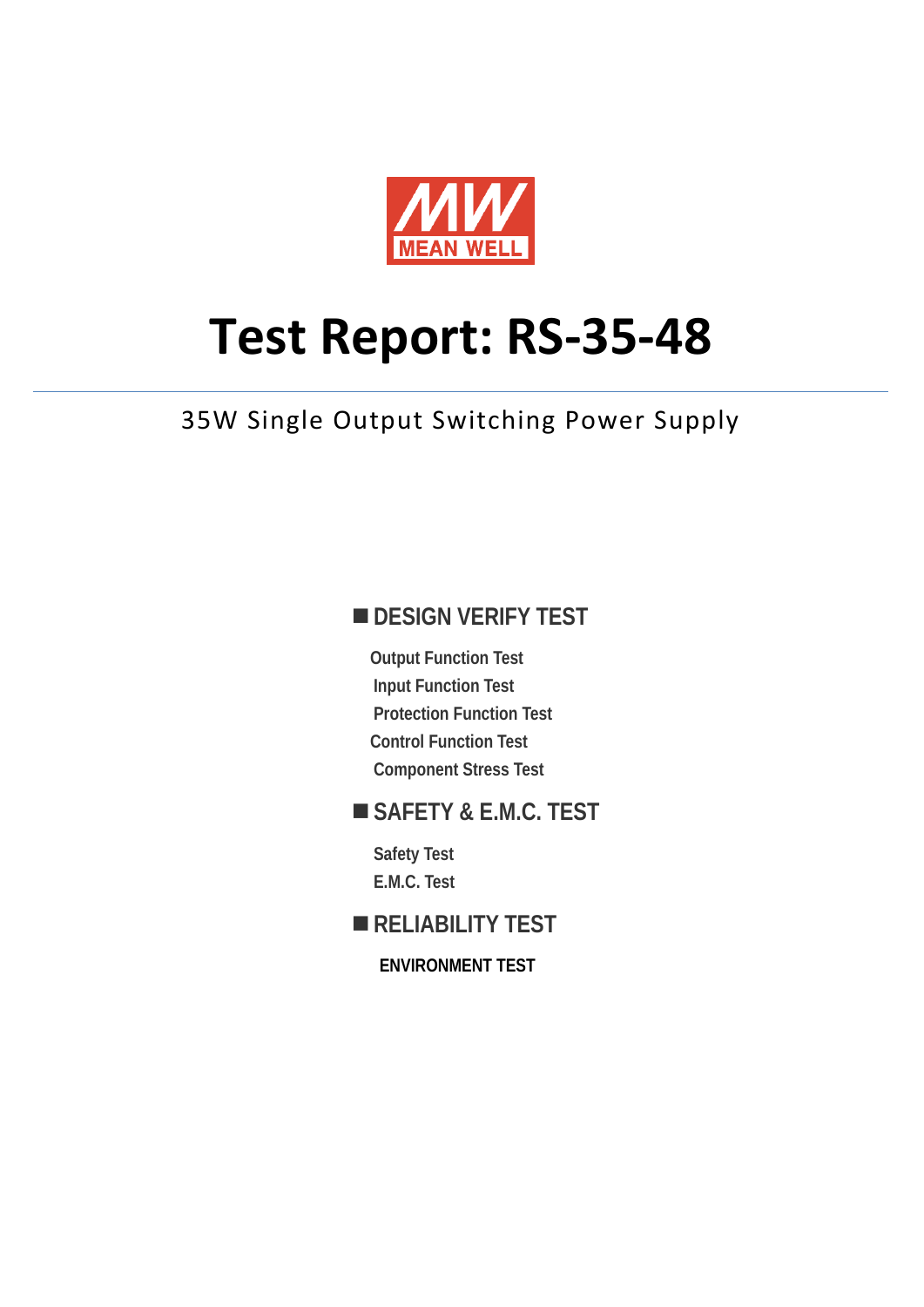MEAN WELL

# Test Report: RS-35-48

35W Single Output Switching Power Supply

## ■ DESIGN VERIFY TEST

- Output Function Test
- Input Function Test
- Protection Function Test
- Control Function Test
- Component Stress Test

## ■ SAFETY & E.M.C. TEST

- Safety Test
- E.M.C. Test

## ■ RELIABILITY TEST

**ENVIRONMENT TEST**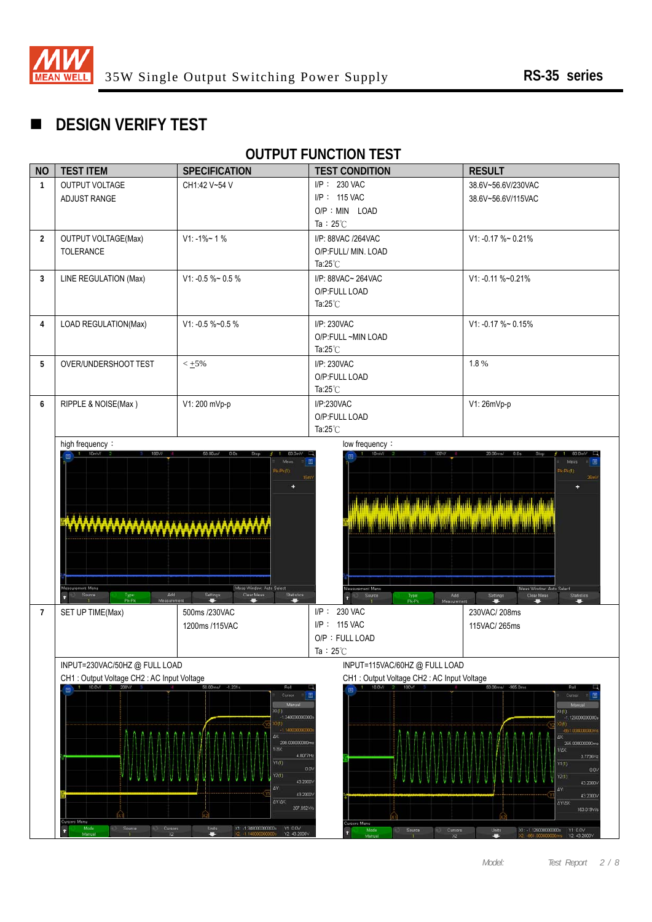## DESIGN VERIFY TEST

### OUTPUT FUNCTION TEST

| NO | TEST ITEM | SPECIFICATION | TEST CONDITION | RESULT |
|---|---|---|---|---|
| 1 | OUTPUT VOLTAGE ADJUST RANGE | CH1:42 V~54 V | I/P： 230 VAC<br>I/P： 115 VAC<br>O/P：MIN LOAD<br>Ta：25℃ | 38.6V~56.6V/230VAC<br>38.6V~56.6V/115VAC |
| 2 | OUTPUT VOLTAGE(Max) TOLERANCE | V1: -1%~ 1 % | I/P: 88VAC /264VAC<br>O/P:FULL/ MIN. LOAD<br>Ta:25℃ | V1: -0.17 %~ 0.21% |
| 3 | LINE REGULATION (Max) | V1: -0.5 %~ 0.5 % | I/P: 88VAC~ 264VAC<br>O/P:FULL LOAD<br>Ta:25℃ | V1: -0.11 %~0.21% |
| 4 | LOAD REGULATION(Max) | V1: -0.5 %~0.5 % | I/P: 230VAC<br>O/P:FULL ~MIN LOAD<br>Ta:25℃ | V1: -0.17 %~ 0.15% |
| 5 | OVER/UNDERSHOOT TEST | < ±5% | I/P: 230VAC<br>O/P:FULL LOAD<br>Ta:25℃ | 1.8 % |
| 6 | RIPPLE & NOISE(Max ) | V1: 200 mVp-p | I/P:230VAC<br>O/P:FULL LOAD<br>Ta:25℃ | V1: 26mVp-p |
| | high frequency： | | low frequency： | |
| 7 | SET UP TIME(Max) | 500ms /230VAC<br>1200ms /115VAC | I/P： 230 VAC<br>I/P： 115 VAC<br>O/P：FULL LOAD<br>Ta：25℃ | 230VAC/ 208ms<br>115VAC/ 265ms |
| | INPUT=230VAC/50HZ @ FULL LOAD<br>CH1 : Output Voltage CH2 : AC Input Voltage | | INPUT=115VAC/60HZ @ FULL LOAD<br>CH1 : Output Voltage CH2 : AC Input Voltage | |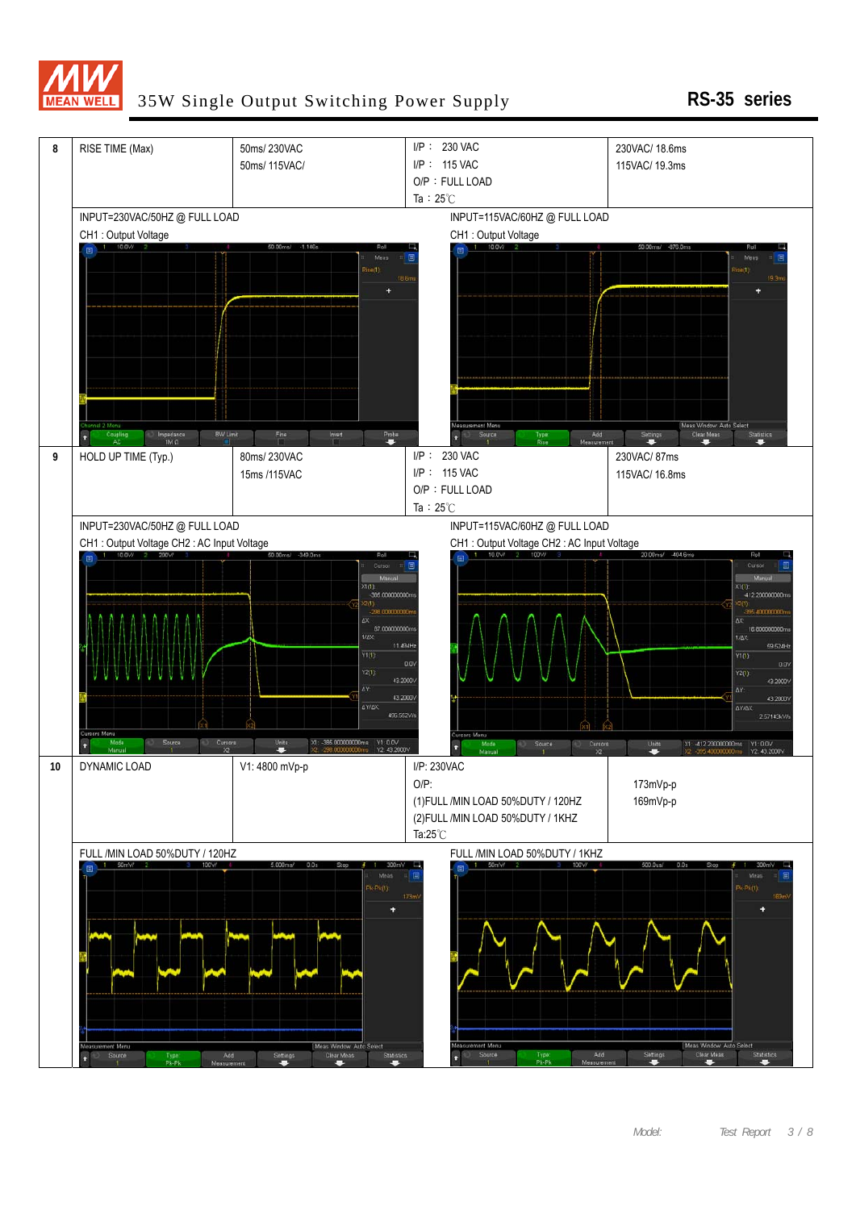# MEAN WELL 35W Single Output Switching Power Supply RS-35 series

| | | | | |
|---|---|---|---|---|
| 8 | RISE TIME (Max) | 50ms/ 230VAC<br>50ms/ 115VAC/ | I/P : 230 VAC<br>I/P : 115 VAC<br>O/P : FULL LOAD<br>Ta : 25℃ | 230VAC/ 18.6ms<br>115VAC/ 19.3ms |

INPUT=230VAC/50HZ @ FULL LOAD
CH1 : Output Voltage

INPUT=115VAC/60HZ @ FULL LOAD
CH1 : Output Voltage

| | | | | |
|---|---|---|---|---|
| 9 | HOLD UP TIME (Typ.) | 80ms/ 230VAC<br>15ms /115VAC | I/P : 230 VAC<br>I/P : 115 VAC<br>O/P : FULL LOAD<br>Ta : 25℃ | 230VAC/ 87ms<br>115VAC/ 16.8ms |

INPUT=230VAC/50HZ @ FULL LOAD
CH1 : Output Voltage CH2 : AC Input Voltage

INPUT=115VAC/60HZ @ FULL LOAD
CH1 : Output Voltage CH2 : AC Input Voltage

| | | | | |
|---|---|---|---|---|
| 10 | DYNAMIC LOAD | V1: 4800 mVp-p | I/P: 230VAC<br>O/P:<br>(1)FULL /MIN LOAD 50%DUTY / 120HZ<br>(2)FULL /MIN LOAD 50%DUTY / 1KHZ<br>Ta:25℃ | 173mVp-p<br>169mVp-p |

FULL /MIN LOAD 50%DUTY / 120HZ

FULL /MIN LOAD 50%DUTY / 1KHZ

Model: Test Report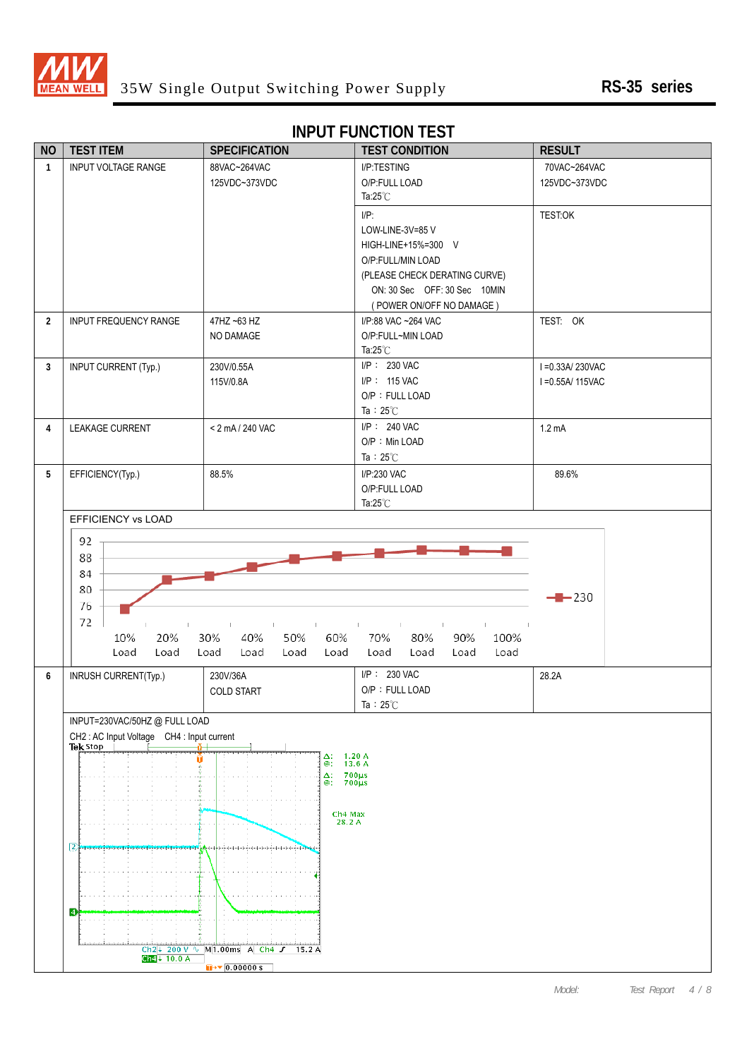# INPUT FUNCTION TEST

| NO | TEST ITEM | SPECIFICATION | TEST CONDITION | RESULT |
|---|---|---|---|---|
| 1 | INPUT VOLTAGE RANGE | 88VAC~264VAC<br>125VDC~373VDC | I/P:TESTING<br>O/P:FULL LOAD<br>Ta:25℃ | 70VAC~264VAC<br>125VDC~373VDC |
| | | | I/P:<br>LOW-LINE-3V=85 V<br>HIGH-LINE+15%=300 V<br>O/P:FULL/MIN LOAD<br>(PLEASE CHECK DERATING CURVE)<br>ON: 30 Sec OFF: 30 Sec 10MIN<br>( POWER ON/OFF NO DAMAGE ) | TEST:OK |
| 2 | INPUT FREQUENCY RANGE | 47HZ ~63 HZ<br>NO DAMAGE | I/P:88 VAC ~264 VAC<br>O/P:FULL~MIN LOAD<br>Ta:25℃ | TEST: OK |
| 3 | INPUT CURRENT (Typ.) | 230V/0.55A<br>115V/0.8A | I/P： 230 VAC<br>I/P： 115 VAC<br>O/P：FULL LOAD<br>Ta：25℃ | I =0.33A/ 230VAC<br>I =0.55A/ 115VAC |
| 4 | LEAKAGE CURRENT | < 2 mA / 240 VAC | I/P： 240 VAC<br>O/P：Min LOAD<br>Ta：25℃ | 1.2 mA |
| 5 | EFFICIENCY(Typ.) | 88.5% | I/P:230 VAC<br>O/P:FULL LOAD<br>Ta:25℃ | 89.6% |

EFFICIENCY vs LOAD

(Chart: efficiency vs load at 230 VAC; y-axis 72–92; x-axis 10% Load – 100% Load)

| NO | TEST ITEM | SPECIFICATION | TEST CONDITION | RESULT |
|---|---|---|---|---|
| 6 | INRUSH CURRENT(Typ.) | 230V/36A<br>COLD START | I/P： 230 VAC<br>O/P：FULL LOAD<br>Ta：25℃ | 28.2A |

INPUT=230VAC/50HZ @ FULL LOAD

CH2 : AC Input Voltage CH4 : Input current

(Oscilloscope capture: Tek Stop; Δ: 1.20 A, @: 13.6 A; Δ: 700µs, @: 700µs; Ch4 Max 28.2 A; Ch2 200 V, Ch4 10.0 A, M 1.00ms, A Ch4 15.2 A, 0.00000 s)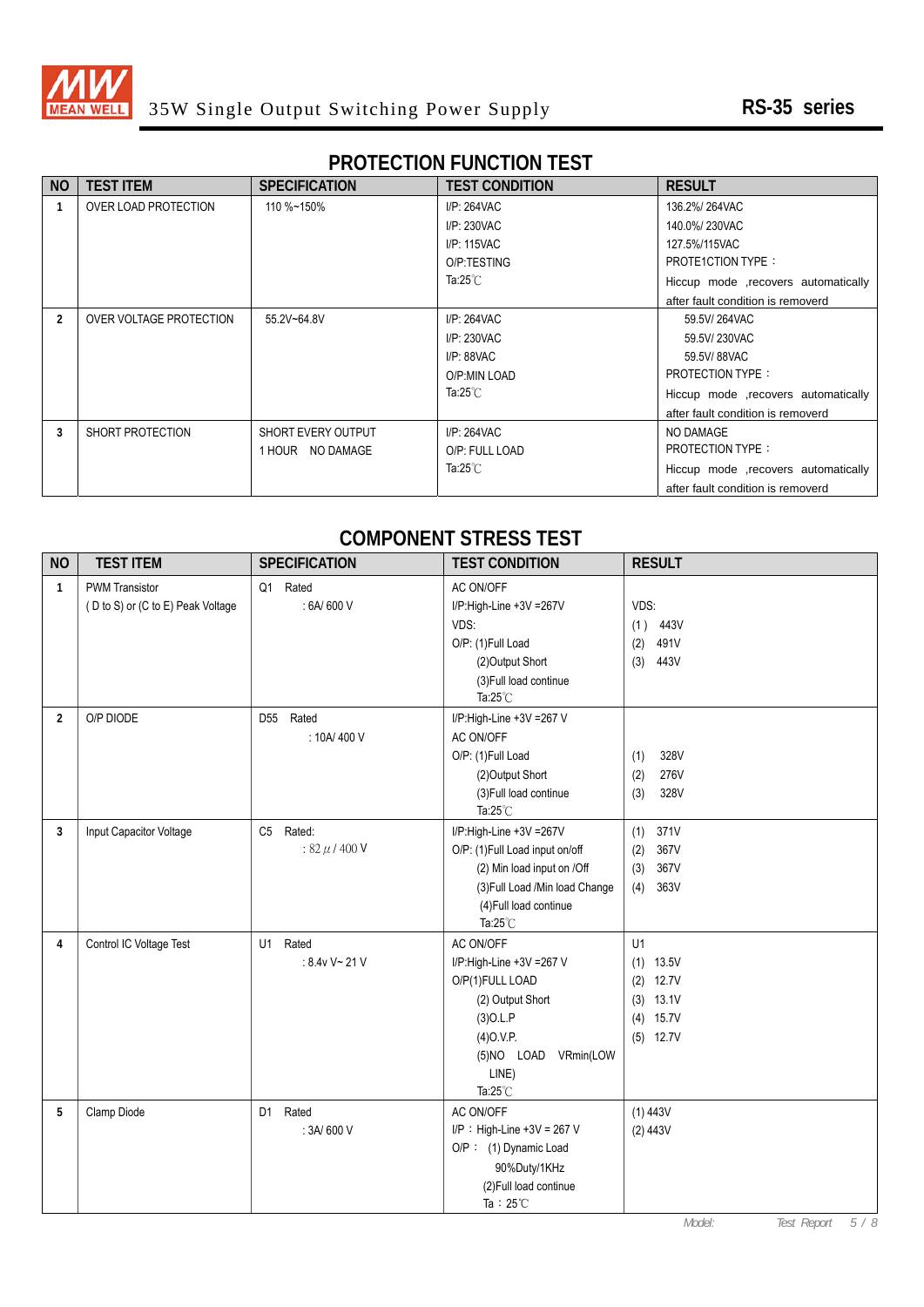# 35W Single Output Switching Power Supply

**RS-35 series**

## PROTECTION FUNCTION TEST

| NO | TEST ITEM | SPECIFICATION | TEST CONDITION | RESULT |
|---|---|---|---|---|
| 1 | OVER LOAD PROTECTION | 110 %~150% | I/P: 264VAC<br>I/P: 230VAC<br>I/P: 115VAC<br>O/P:TESTING<br>Ta:25℃ | 136.2%/ 264VAC<br>140.0%/ 230VAC<br>127.5%/115VAC<br>PROTE1CTION TYPE：<br>Hiccup mode ,recovers automatically after fault condition is removerd |
| 2 | OVER VOLTAGE PROTECTION | 55.2V~64.8V | I/P: 264VAC<br>I/P: 230VAC<br>I/P: 88VAC<br>O/P:MIN LOAD<br>Ta:25℃ | 59.5V/ 264VAC<br>59.5V/ 230VAC<br>59.5V/ 88VAC<br>PROTECTION TYPE：<br>Hiccup mode ,recovers automatically after fault condition is removerd |
| 3 | SHORT PROTECTION | SHORT EVERY OUTPUT 1 HOUR NO DAMAGE | I/P: 264VAC<br>O/P: FULL LOAD<br>Ta:25℃ | NO DAMAGE<br>PROTECTION TYPE：<br>Hiccup mode ,recovers automatically after fault condition is removerd |

## COMPONENT STRESS TEST

| NO | TEST ITEM | SPECIFICATION | TEST CONDITION | RESULT |
|---|---|---|---|---|
| 1 | PWM Transistor ( D to S) or (C to E) Peak Voltage | Q1 Rated : 6A/ 600 V | AC ON/OFF<br>I/P:High-Line +3V =267V<br>VDS:<br>O/P: (1)Full Load<br>(2)Output Short<br>(3)Full load continue<br>Ta:25℃ | VDS:<br>(1) 443V<br>(2) 491V<br>(3) 443V |
| 2 | O/P DIODE | D55 Rated : 10A/ 400 V | I/P:High-Line +3V =267 V<br>AC ON/OFF<br>O/P: (1)Full Load<br>(2)Output Short<br>(3)Full load continue<br>Ta:25℃ | (1) 328V<br>(2) 276V<br>(3) 328V |
| 3 | Input Capacitor Voltage | C5 Rated: : 82 μ / 400 V | I/P:High-Line +3V =267V<br>O/P: (1)Full Load input on/off<br>(2) Min load input on /Off<br>(3)Full Load /Min load Change<br>(4)Full load continue<br>Ta:25℃ | (1) 371V<br>(2) 367V<br>(3) 367V<br>(4) 363V |
| 4 | Control IC Voltage Test | U1 Rated : 8.4v V~ 21 V | AC ON/OFF<br>I/P:High-Line +3V =267 V<br>O/P(1)FULL LOAD<br>(2) Output Short<br>(3)O.L.P<br>(4)O.V.P.<br>(5)NO LOAD VRmin(LOW LINE)<br>Ta:25℃ | U1<br>(1) 13.5V<br>(2) 12.7V<br>(3) 13.1V<br>(4) 15.7V<br>(5) 12.7V |
| 5 | Clamp Diode | D1 Rated : 3A/ 600 V | AC ON/OFF<br>I/P：High-Line +3V = 267 V<br>O/P： (1) Dynamic Load 90%Duty/1KHz<br>(2)Full load continue<br>Ta：25℃ | (1) 443V<br>(2) 443V |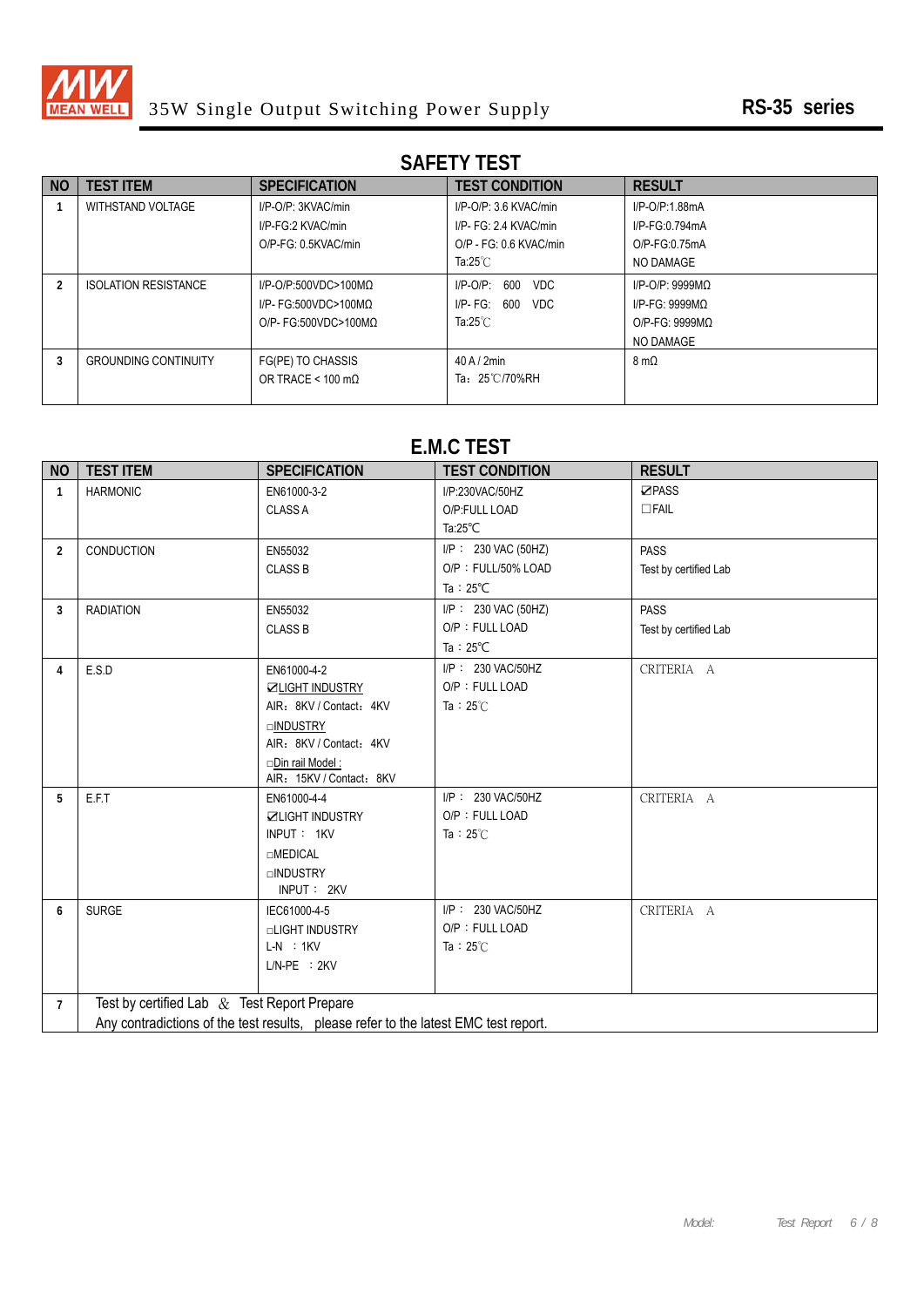35W Single Output Switching Power Supply **RS-35 series**

## SAFETY TEST

| NO | TEST ITEM | SPECIFICATION | TEST CONDITION | RESULT |
|---|---|---|---|---|
| 1 | WITHSTAND VOLTAGE | I/P-O/P: 3KVAC/min<br>I/P-FG:2 KVAC/min<br>O/P-FG: 0.5KVAC/min | I/P-O/P: 3.6 KVAC/min<br>I/P- FG: 2.4 KVAC/min<br>O/P - FG: 0.6 KVAC/min<br>Ta:25℃ | I/P-O/P:1.88mA<br>I/P-FG:0.794mA<br>O/P-FG:0.75mA<br>NO DAMAGE |
| 2 | ISOLATION RESISTANCE | I/P-O/P:500VDC>100MΩ<br>I/P- FG:500VDC>100MΩ<br>O/P- FG:500VDC>100MΩ | I/P-O/P: 600 VDC<br>I/P- FG: 600 VDC<br>Ta:25℃ | I/P-O/P: 9999MΩ<br>I/P-FG: 9999MΩ<br>O/P-FG: 9999MΩ<br>NO DAMAGE |
| 3 | GROUNDING CONTINUITY | FG(PE) TO CHASSIS<br>OR TRACE < 100 mΩ | 40 A / 2min<br>Ta：25℃/70%RH | 8 mΩ |

## E.M.C TEST

| NO | TEST ITEM | SPECIFICATION | TEST CONDITION | RESULT |
|---|---|---|---|---|
| 1 | HARMONIC | EN61000-3-2<br>CLASS A | I/P:230VAC/50HZ<br>O/P:FULL LOAD<br>Ta:25℃ | ☑PASS<br>☐FAIL |
| 2 | CONDUCTION | EN55032<br>CLASS B | I/P： 230 VAC (50HZ)<br>O/P：FULL/50% LOAD<br>Ta：25℃ | PASS<br>Test by certified Lab |
| 3 | RADIATION | EN55032<br>CLASS B | I/P： 230 VAC (50HZ)<br>O/P：FULL LOAD<br>Ta：25℃ | PASS<br>Test by certified Lab |
| 4 | E.S.D | EN61000-4-2<br>☑LIGHT INDUSTRY<br>AIR：8KV / Contact：4KV<br>☐INDUSTRY<br>AIR：8KV / Contact：4KV<br>☐Din rail Model :<br>AIR：15KV / Contact：8KV | I/P： 230 VAC/50HZ<br>O/P：FULL LOAD<br>Ta：25℃ | CRITERIA A |
| 5 | E.F.T | EN61000-4-4<br>☑LIGHT INDUSTRY<br>INPUT： 1KV<br>☐MEDICAL<br>☐INDUSTRY<br>INPUT： 2KV | I/P： 230 VAC/50HZ<br>O/P：FULL LOAD<br>Ta：25℃ | CRITERIA A |
| 6 | SURGE | IEC61000-4-5<br>☐LIGHT INDUSTRY<br>L-N ：1KV<br>L/N-PE ：2KV | I/P： 230 VAC/50HZ<br>O/P：FULL LOAD<br>Ta：25℃ | CRITERIA A |
| 7 | Test by certified Lab ＆ Test Report Prepare<br>Any contradictions of the test results, please refer to the latest EMC test report. | | | |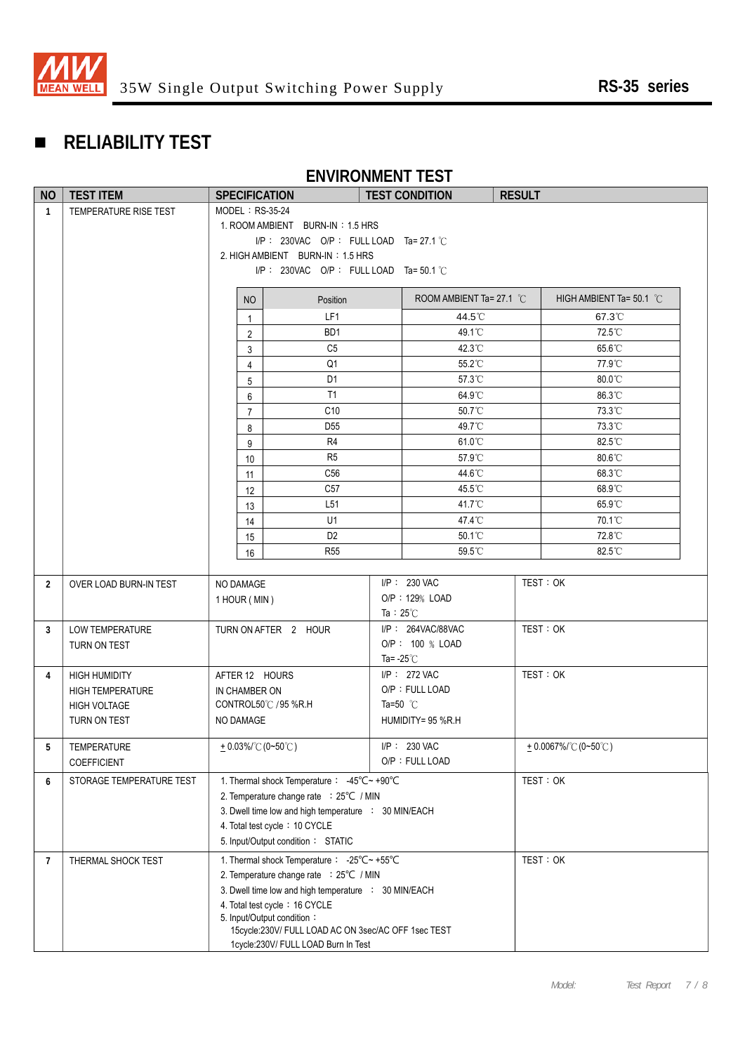## ■ RELIABILITY TEST

### ENVIRONMENT TEST

| NO | TEST ITEM | SPECIFICATION | TEST CONDITION | RESULT |
|---|---|---|---|---|
| 1 | TEMPERATURE RISE TEST | MODEL：RS-35-24<br>1. ROOM AMBIENT BURN-IN：1.5 HRS<br>I/P： 230VAC O/P： FULL LOAD Ta= 27.1 ℃<br>2. HIGH AMBIENT BURN-IN：1.5 HRS<br>I/P： 230VAC O/P： FULL LOAD Ta= 50.1 ℃ | | |

| NO | Position | ROOM AMBIENT Ta= 27.1 ℃ | HIGH AMBIENT Ta= 50.1 ℃ |
|---|---|---|---|
| 1 | LF1 | 44.5℃ | 67.3℃ |
| 2 | BD1 | 49.1℃ | 72.5℃ |
| 3 | C5 | 42.3℃ | 65.6℃ |
| 4 | Q1 | 55.2℃ | 77.9℃ |
| 5 | D1 | 57.3℃ | 80.0℃ |
| 6 | T1 | 64.9℃ | 86.3℃ |
| 7 | C10 | 50.7℃ | 73.3℃ |
| 8 | D55 | 49.7℃ | 73.3℃ |
| 9 | R4 | 61.0℃ | 82.5℃ |
| 10 | R5 | 57.9℃ | 80.6℃ |
| 11 | C56 | 44.6℃ | 68.3℃ |
| 12 | C57 | 45.5℃ | 68.9℃ |
| 13 | L51 | 41.7℃ | 65.9℃ |
| 14 | U1 | 47.4℃ | 70.1℃ |
| 15 | D2 | 50.1℃ | 72.8℃ |
| 16 | R55 | 59.5℃ | 82.5℃ |

| NO | TEST ITEM | SPECIFICATION | TEST CONDITION | RESULT |
|---|---|---|---|---|
| 2 | OVER LOAD BURN-IN TEST | NO DAMAGE<br>1 HOUR ( MIN ) | I/P： 230 VAC<br>O/P：129% LOAD<br>Ta：25℃ | TEST：OK |
| 3 | LOW TEMPERATURE<br>TURN ON TEST | TURN ON AFTER 2 HOUR | I/P： 264VAC/88VAC<br>O/P： 100 % LOAD<br>Ta= -25℃ | TEST：OK |
| 4 | HIGH HUMIDITY<br>HIGH TEMPERATURE<br>HIGH VOLTAGE<br>TURN ON TEST | AFTER 12 HOURS<br>IN CHAMBER ON<br>CONTROL50℃ /95 %R.H<br>NO DAMAGE | I/P： 272 VAC<br>O/P：FULL LOAD<br>Ta=50 ℃<br>HUMIDITY= 95 %R.H | TEST：OK |
| 5 | TEMPERATURE<br>COEFFICIENT | ± 0.03%/℃ (0~50℃) | I/P： 230 VAC<br>O/P：FULL LOAD | ± 0.0067%/℃ (0~50℃) |
| 6 | STORAGE TEMPERATURE TEST | 1. Thermal shock Temperature： -45℃~ +90℃<br>2. Temperature change rate ：25℃ / MIN<br>3. Dwell time low and high temperature ： 30 MIN/EACH<br>4. Total test cycle：10 CYCLE<br>5. Input/Output condition： STATIC | | TEST：OK |
| 7 | THERMAL SHOCK TEST | 1. Thermal shock Temperature： -25℃~ +55℃<br>2. Temperature change rate ：25℃ / MIN<br>3. Dwell time low and high temperature ： 30 MIN/EACH<br>4. Total test cycle：16 CYCLE<br>5. Input/Output condition：<br>15cycle:230V/ FULL LOAD AC ON 3sec/AC OFF 1sec TEST<br>1cycle:230V/ FULL LOAD Burn In Test | | TEST：OK |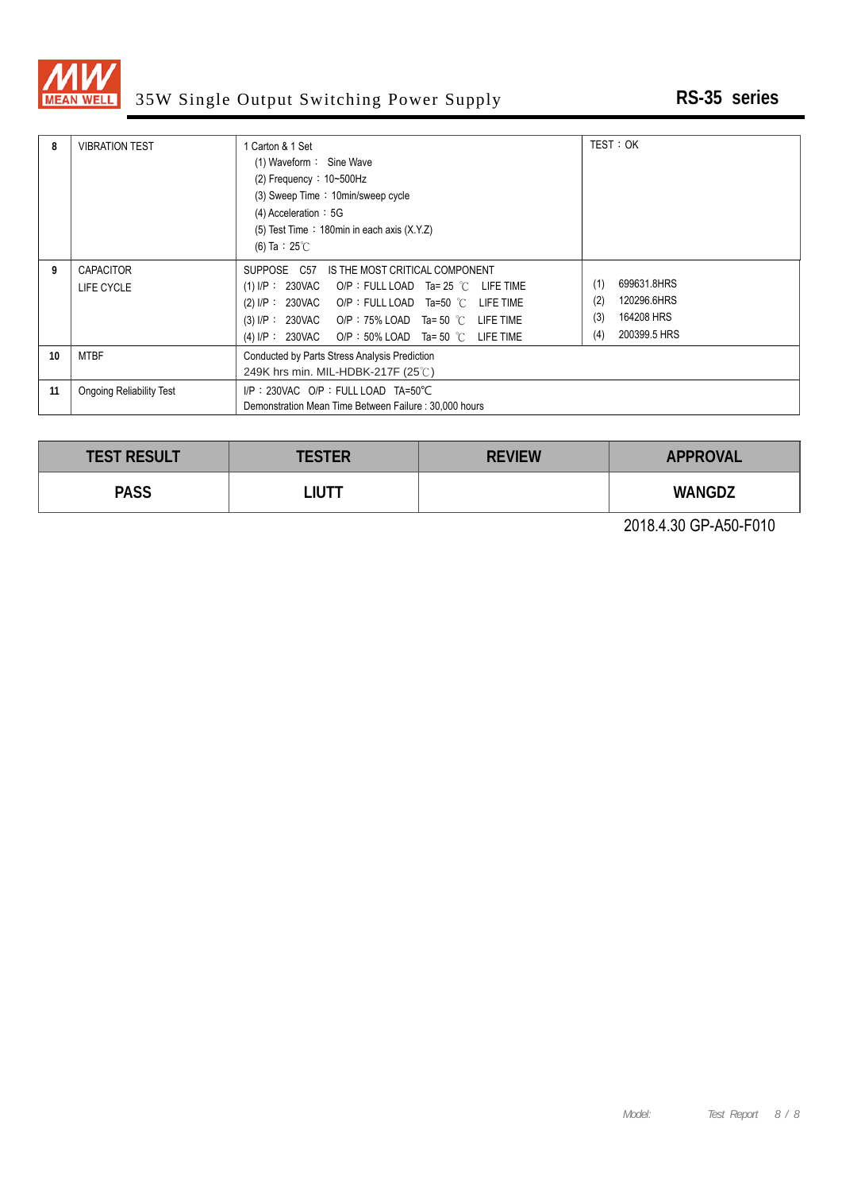| | | | |
|---|---|---|---|
| 8 | VIBRATION TEST | 1 Carton & 1 Set<br>(1) Waveform： Sine Wave<br>(2) Frequency：10~500Hz<br>(3) Sweep Time：10min/sweep cycle<br>(4) Acceleration：5G<br>(5) Test Time：180min in each axis (X.Y.Z)<br>(6) Ta：25℃ | TEST：OK |
| 9 | CAPACITOR LIFE CYCLE | SUPPOSE C57 IS THE MOST CRITICAL COMPONENT<br>(1) I/P： 230VAC O/P：FULL LOAD Ta= 25 ℃ LIFE TIME<br>(2) I/P： 230VAC O/P：FULL LOAD Ta=50 ℃ LIFE TIME<br>(3) I/P： 230VAC O/P：75% LOAD Ta= 50 ℃ LIFE TIME<br>(4) I/P： 230VAC O/P：50% LOAD Ta= 50 ℃ LIFE TIME | (1) 699631.8HRS<br>(2) 120296.6HRS<br>(3) 164208 HRS<br>(4) 200399.5 HRS |
| 10 | MTBF | Conducted by Parts Stress Analysis Prediction<br>249K hrs min. MIL-HDBK-217F (25℃) | |
| 11 | Ongoing Reliability Test | I/P：230VAC O/P：FULL LOAD TA=50℃<br>Demonstration Mean Time Between Failure : 30,000 hours | |

| TEST RESULT | TESTER | REVIEW | APPROVAL |
|---|---|---|---|
| **PASS** | **LIUTT** | | **WANGDZ** |

2018.4.30 GP-A50-F010